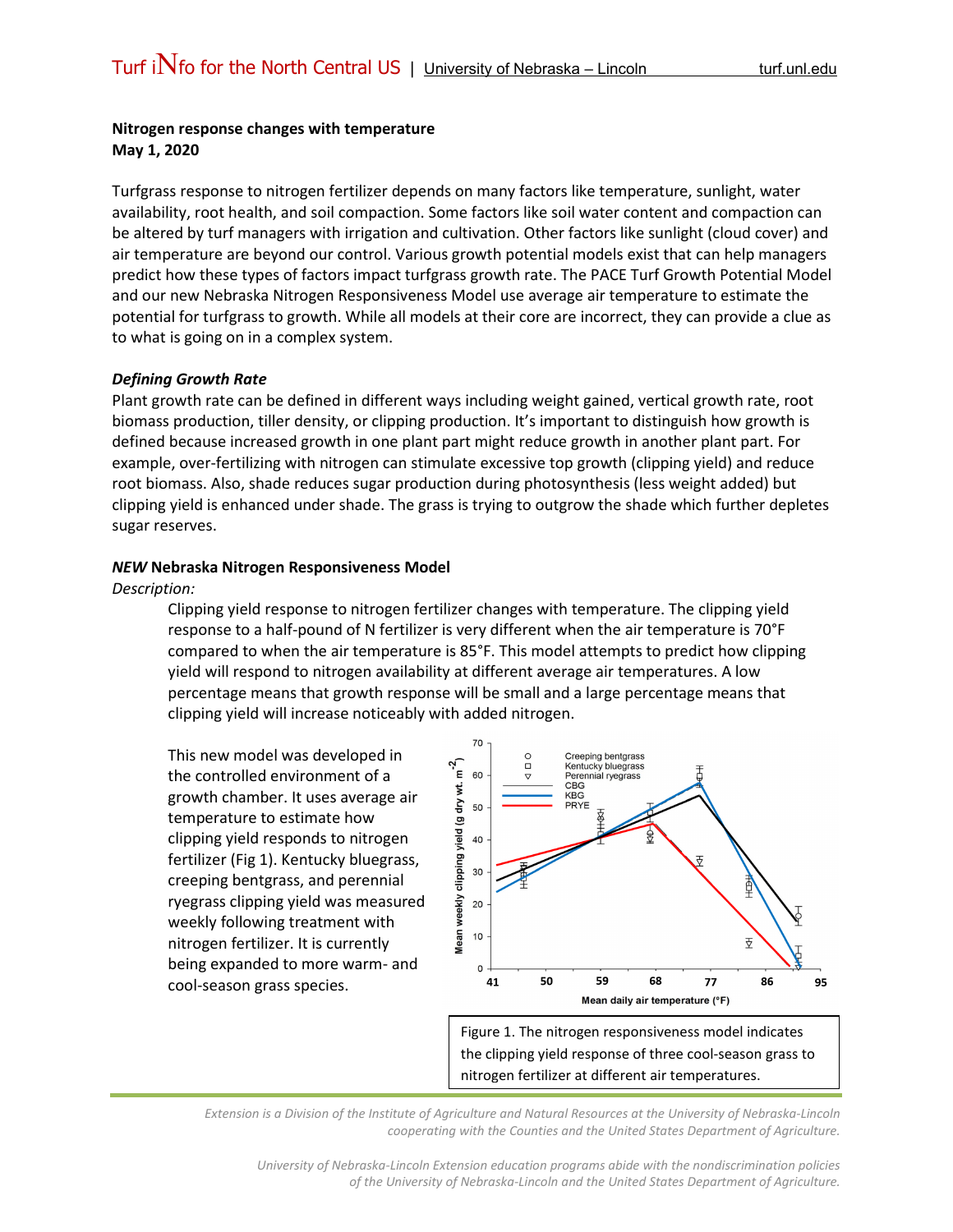**Nitrogen response changes with temperature**
**May 1, 2020**

Turfgrass response to nitrogen fertilizer depends on many factors like temperature, sunlight, water availability, root health, and soil compaction. Some factors like soil water content and compaction can be altered by turf managers with irrigation and cultivation. Other factors like sunlight (cloud cover) and air temperature are beyond our control. Various growth potential models exist that can help managers predict how these types of factors impact turfgrass growth rate. The PACE Turf Growth Potential Model and our new Nebraska Nitrogen Responsiveness Model use average air temperature to estimate the potential for turfgrass to growth. While all models at their core are incorrect, they can provide a clue as to what is going on in a complex system.

### *Defining Growth Rate*

Plant growth rate can be defined in different ways including weight gained, vertical growth rate, root biomass production, tiller density, or clipping production. It's important to distinguish how growth is defined because increased growth in one plant part might reduce growth in another plant part. For example, over-fertilizing with nitrogen can stimulate excessive top growth (clipping yield) and reduce root biomass. Also, shade reduces sugar production during photosynthesis (less weight added) but clipping yield is enhanced under shade. The grass is trying to outgrow the shade which further depletes sugar reserves.

### ***NEW* Nebraska Nitrogen Responsiveness Model**

*Description:*

Clipping yield response to nitrogen fertilizer changes with temperature. The clipping yield response to a half-pound of N fertilizer is very different when the air temperature is 70°F compared to when the air temperature is 85°F. This model attempts to predict how clipping yield will respond to nitrogen availability at different average air temperatures. A low percentage means that growth response will be small and a large percentage means that clipping yield will increase noticeably with added nitrogen.

This new model was developed in the controlled environment of a growth chamber. It uses average air temperature to estimate how clipping yield responds to nitrogen fertilizer (Fig 1). Kentucky bluegrass, creeping bentgrass, and perennial ryegrass was measured weekly following treatment with nitrogen fertilizer. It is currently being expanded to more warm- and cool-season grass species.

Figure 1. The nitrogen responsiveness model indicates the clipping yield response of three cool-season grass to nitrogen fertilizer at different air temperatures.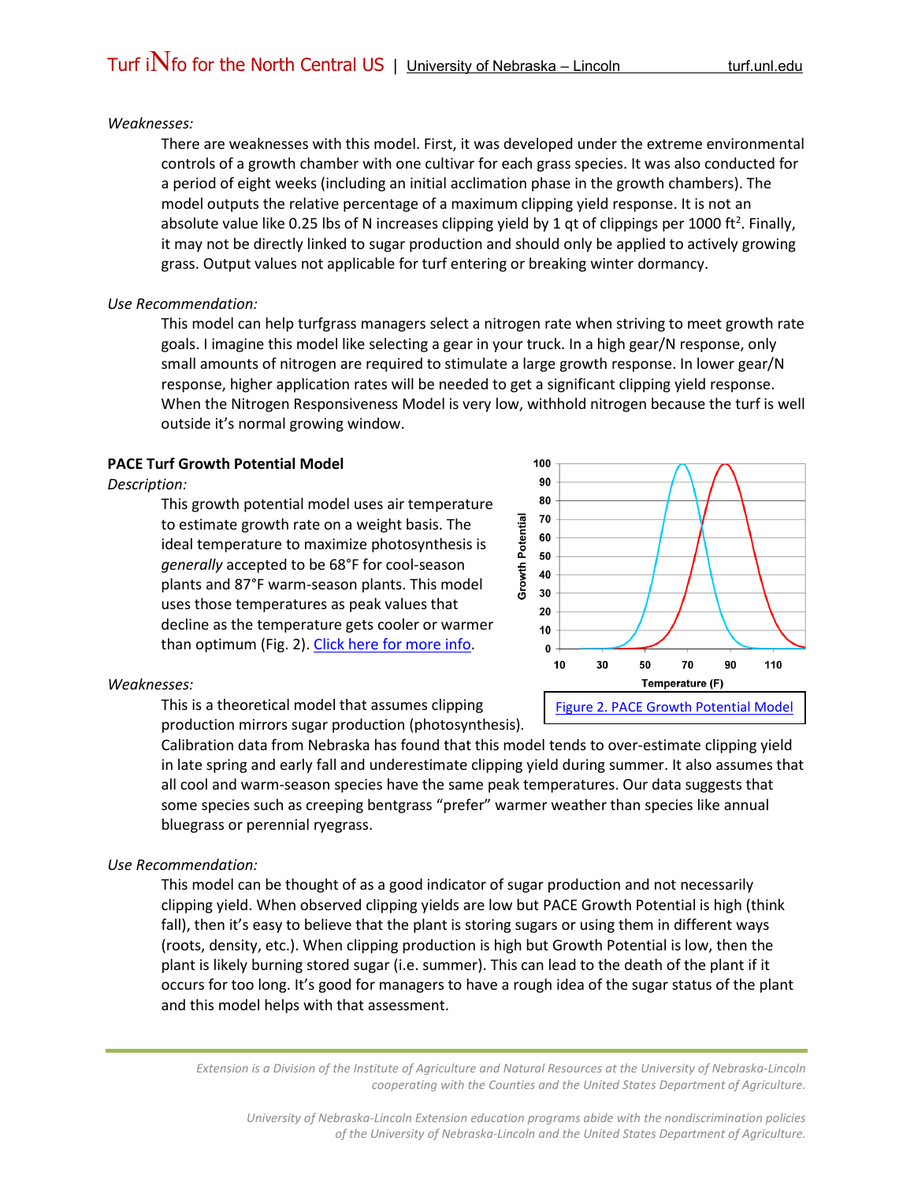*Weaknesses:*

There are weaknesses with this model. First, it was developed under the extreme environmental controls of a growth chamber with one cultivar for each grass species. It was also conducted for a period of eight weeks (including an initial acclimation phase in the growth chambers). The model outputs the relative percentage of a maximum clipping yield response. It is not an absolute value like 0.25 lbs of N increases clipping yield by 1 qt of clippings per 1000 $ft^2$. Finally, it may not be directly linked to sugar production and should only be applied to actively growing grass. Output values not applicable for turf entering or breaking winter dormancy.

*Use Recommendation:*

This model can help turfgrass managers select a nitrogen rate when striving to meet growth rate goals. I imagine this model like selecting a gear in your truck. In a high gear/N response, only small amounts of nitrogen are required to stimulate a large growth response. In lower gear/N response, higher application rates will be needed to get a significant clipping yield response. When the Nitrogen Responsiveness Model is very low, withhold nitrogen because the turf is well outside it's normal growing window.

**PACE Turf Growth Potential Model**

*Description:*

This growth potential model uses air temperature to estimate growth rate on a weight basis. The ideal temperature to maximize photosynthesis is *generally* accepted to be 68°F for cool-season plants and 87°F warm-season plants. This model uses those temperatures as peak values that decline as the temperature gets cooler or warmer than optimum (Fig. 2). [Click here for more info](#).

Figure 2. PACE Growth Potential Model

*Weaknesses:*

This is a theoretical model that assumes clipping production mirrors sugar production (photosynthesis). Calibration data from Nebraska has found that this model tends to over-estimate clipping yield in late spring and early fall and underestimate clipping yield during summer. It also assumes that all cool and warm-season species have the same peak temperatures. Our data suggests that some species such as creeping bentgrass "prefer" warmer weather than species like annual bluegrass or perennial ryegrass.

*Use Recommendation:*

This model can be thought of as a good indicator of sugar production and not necessarily clipping yield. When observed clipping yields are low but PACE Growth Potential is high (think fall), then it's easy to believe that the plant is storing sugars or using them in different ways (roots, density, etc.). When clipping production is high but Growth Potential is low, then the plant is likely burning stored sugar (i.e. summer). This can lead to the death of the plant if it occurs for too long. It's good for managers to have a rough idea of the sugar status of the plant and this model helps with that assessment.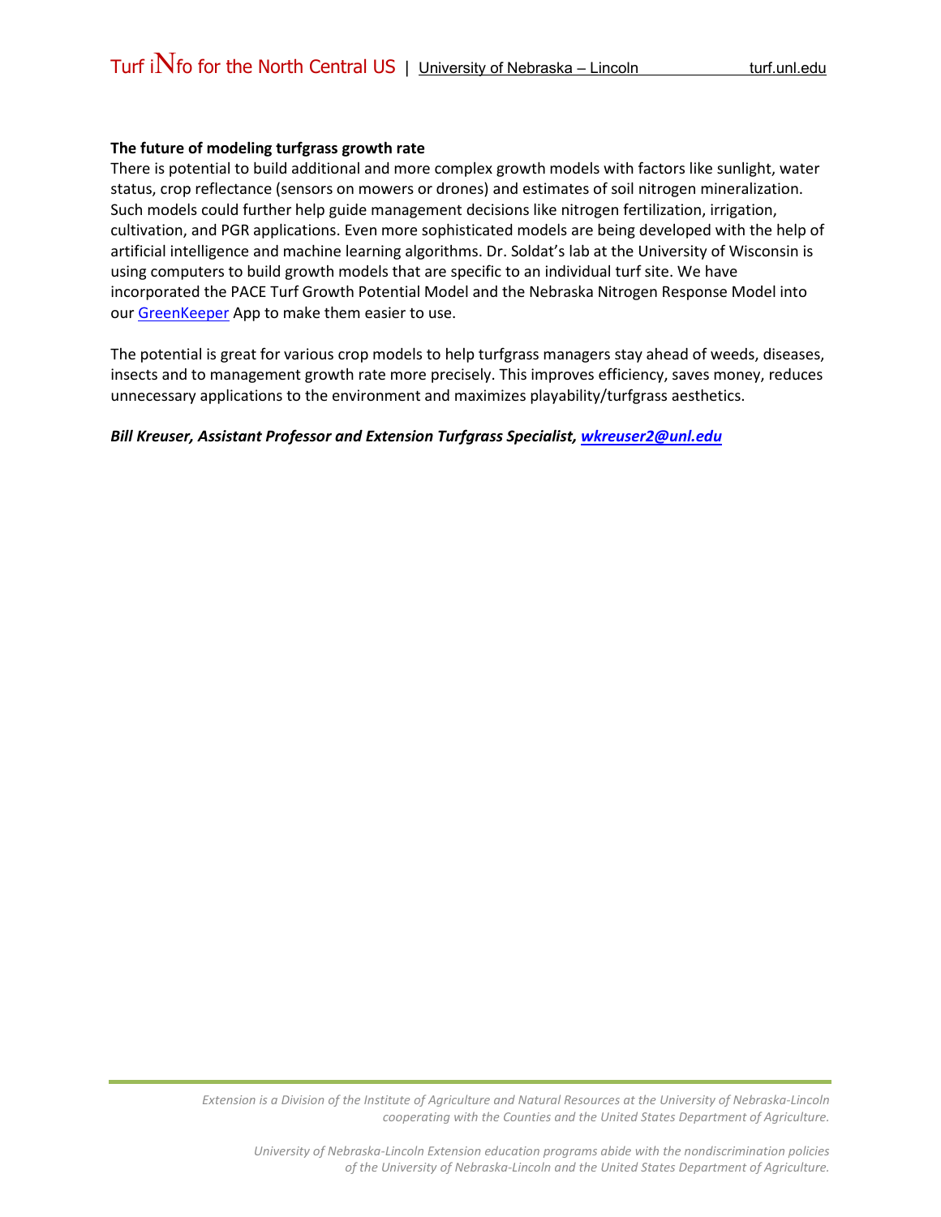**The future of modeling turfgrass growth rate**

There is potential to build additional and more complex growth models with factors like sunlight, water status, crop reflectance (sensors on mowers or drones) and estimates of soil nitrogen mineralization. Such models could further help guide management decisions like nitrogen fertilization, irrigation, cultivation, and PGR applications. Even more sophisticated models are being developed with the help of artificial intelligence and machine learning algorithms. Dr. Soldat's lab at the University of Wisconsin is using computers to build growth models that are specific to an individual turf site. We have incorporated the PACE Turf Growth Potential Model and the Nebraska Nitrogen Response Model into our GreenKeeper App to make them easier to use.

The potential is great for various crop models to help turfgrass managers stay ahead of weeds, diseases, insects and to management growth rate more precisely. This improves efficiency, saves money, reduces unnecessary applications to the environment and maximizes playability/turfgrass aesthetics.

***Bill Kreuser, Assistant Professor and Extension Turfgrass Specialist, wkreuser2@unl.edu***

*Extension is a Division of the Institute of Agriculture and Natural Resources at the University of Nebraska-Lincoln cooperating with the Counties and the United States Department of Agriculture.*

*University of Nebraska-Lincoln Extension education programs abide with the nondiscrimination policies of the University of Nebraska-Lincoln and the United States Department of Agriculture.*